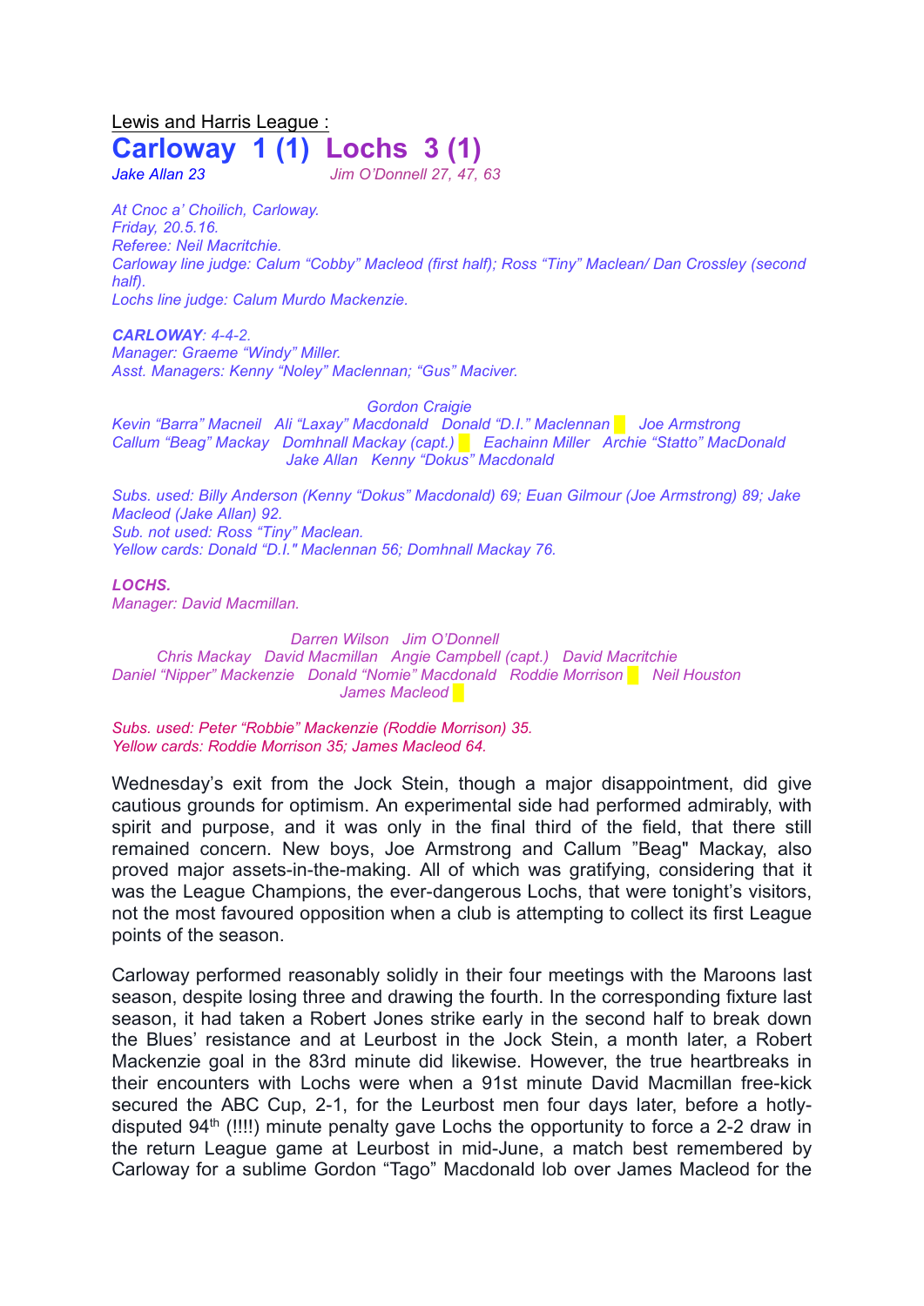Lewis and Harris League :

# Carloway 1 (1) Lochs 3 (1)

*Jake Allan 23* *Jim O'Donnell 27, 47, 63*

*At Cnoc a' Choilich, Carloway.*
*Friday, 20.5.16.*
*Referee: Neil Macritchie.*
*Carloway line judge: Calum "Cobby" Macleod (first half); Ross "Tiny" Maclean/ Dan Crossley (second half).*
*Lochs line judge: Calum Murdo Mackenzie.*

***CARLOWAY**: 4-4-2.*
*Manager: Graeme "Windy" Miller.*
*Asst. Managers: Kenny "Noley" Maclennan; "Gus" Maciver.*

*Gordon Craigie*
*Kevin "Barra" Macneil Ali "Laxay" Macdonald Donald "D.I." Maclennan Joe Armstrong*
*Callum "Beag" Mackay Domhnall Mackay (capt.) Eachainn Miller Archie "Statto" MacDonald*
*Jake Allan Kenny "Dokus" Macdonald*

*Subs. used: Billy Anderson (Kenny "Dokus" Macdonald) 69; Euan Gilmour (Joe Armstrong) 89; Jake Macleod (Jake Allan) 92.*
*Sub. not used: Ross "Tiny" Maclean.*
*Yellow cards: Donald "D.I." Maclennan 56; Domhnall Mackay 76.*

***LOCHS.***
*Manager: David Macmillan.*

*Darren Wilson Jim O'Donnell*
*Chris Mackay David Macmillan Angie Campbell (capt.) David Macritchie*
*Daniel "Nipper" Mackenzie Donald "Nomie" Macdonald Roddie Morrison Neil Houston*
*James Macleod*

*Subs. used: Peter "Robbie" Mackenzie (Roddie Morrison) 35.*
*Yellow cards: Roddie Morrison 35; James Macleod 64.*

Wednesday's exit from the Jock Stein, though a major disappointment, did give cautious grounds for optimism. An experimental side had performed admirably, with spirit and purpose, and it was only in the final third of the field, that there still remained concern. New boys, Joe Armstrong and Callum "Beag" Mackay, also proved major assets-in-the-making. All of which was gratifying, considering that it was the League Champions, the ever-dangerous Lochs, that were tonight's visitors, not the most favoured opposition when a club is attempting to collect its first League points of the season.

Carloway performed reasonably solidly in their four meetings with the Maroons last season, despite losing three and drawing the fourth. In the corresponding fixture last season, it had taken a Robert Jones strike early in the second half to break down the Blues' resistance and at Leurbost in the Jock Stein, a month later, a Robert Mackenzie goal in the 83rd minute did likewise. However, the true heartbreaks in their encounters with Lochs were when a 91st minute David Macmillan free-kick secured the ABC Cup, 2-1, for the Leurbost men four days later, before a hotly-disputed 94th (!!!!) minute penalty gave Lochs the opportunity to force a 2-2 draw in the return League game at Leurbost in mid-June, a match best remembered by Carloway for a sublime Gordon "Tago" Macdonald lob over James Macleod for the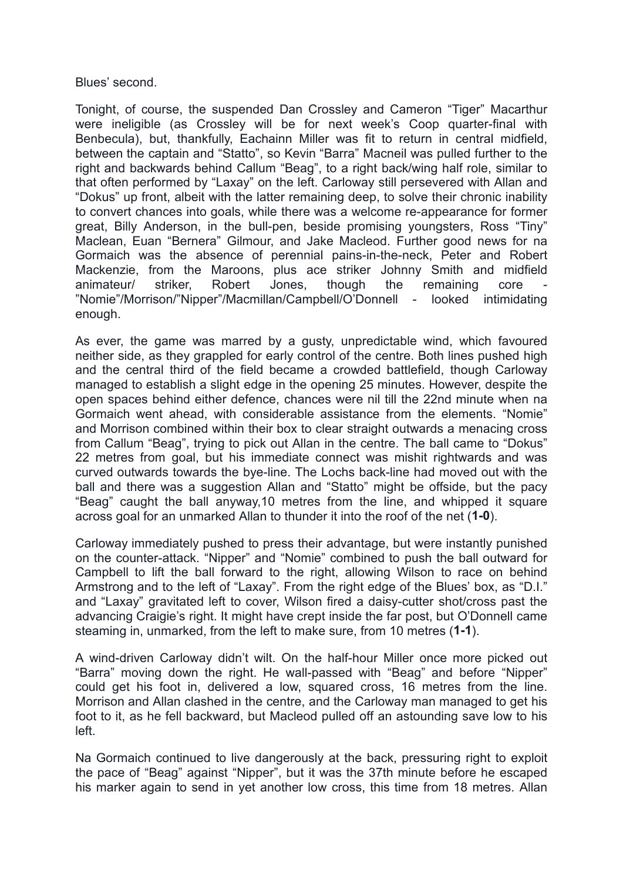Blues' second.

Tonight, of course, the suspended Dan Crossley and Cameron "Tiger" Macarthur were ineligible (as Crossley will be for next week's Coop quarter-final with Benbecula), but, thankfully, Eachainn Miller was fit to return in central midfield, between the captain and "Statto", so Kevin "Barra" Macneil was pulled further to the right and backwards behind Callum "Beag", to a right back/wing half role, similar to that often performed by "Laxay" on the left. Carloway still persevered with Allan and "Dokus" up front, albeit with the latter remaining deep, to solve their chronic inability to convert chances into goals, while there was a welcome re-appearance for former great, Billy Anderson, in the bull-pen, beside promising youngsters, Ross "Tiny" Maclean, Euan "Bernera" Gilmour, and Jake Macleod. Further good news for na Gormaich was the absence of perennial pains-in-the-neck, Peter and Robert Mackenzie, from the Maroons, plus ace striker Johnny Smith and midfield animateur/ striker, Robert Jones, though the remaining core - "Nomie"/Morrison/"Nipper"/Macmillan/Campbell/O'Donnell - looked intimidating enough.

As ever, the game was marred by a gusty, unpredictable wind, which favoured neither side, as they grappled for early control of the centre. Both lines pushed high and the central third of the field became a crowded battlefield, though Carloway managed to establish a slight edge in the opening 25 minutes. However, despite the open spaces behind either defence, chances were nil till the 22nd minute when na Gormaich went ahead, with considerable assistance from the elements. "Nomie" and Morrison combined within their box to clear straight outwards a menacing cross from Callum "Beag", trying to pick out Allan in the centre. The ball came to "Dokus" 22 metres from goal, but his immediate connect was mishit rightwards and was curved outwards towards the bye-line. The Lochs back-line had moved out with the ball and there was a suggestion Allan and "Statto" might be offside, but the pacy "Beag" caught the ball anyway,10 metres from the line, and whipped it square across goal for an unmarked Allan to thunder it into the roof of the net (**1-0**).

Carloway immediately pushed to press their advantage, but were instantly punished on the counter-attack. "Nipper" and "Nomie" combined to push the ball outward for Campbell to lift the ball forward to the right, allowing Wilson to race on behind Armstrong and to the left of "Laxay". From the right edge of the Blues' box, as "D.I." and "Laxay" gravitated left to cover, Wilson fired a daisy-cutter shot/cross past the advancing Craigie's right. It might have crept inside the far post, but O'Donnell came steaming in, unmarked, from the left to make sure, from 10 metres (**1-1**).

A wind-driven Carloway didn't wilt. On the half-hour Miller once more picked out "Barra" moving down the right. He wall-passed with "Beag" and before "Nipper" could get his foot in, delivered a low, squared cross, 16 metres from the line. Morrison and Allan clashed in the centre, and the Carloway man managed to get his foot to it, as he fell backward, but Macleod pulled off an astounding save low to his left.

Na Gormaich continued to live dangerously at the back, pressuring right to exploit the pace of "Beag" against "Nipper", but it was the 37th minute before he escaped his marker again to send in yet another low cross, this time from 18 metres. Allan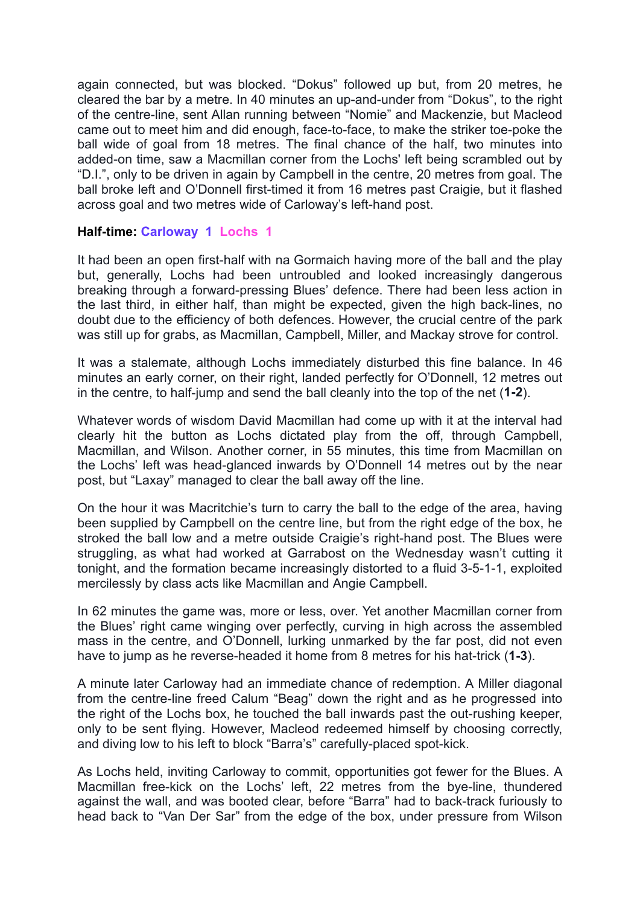again connected, but was blocked. "Dokus" followed up but, from 20 metres, he cleared the bar by a metre. In 40 minutes an up-and-under from "Dokus", to the right of the centre-line, sent Allan running between "Nomie" and Mackenzie, but Macleod came out to meet him and did enough, face-to-face, to make the striker toe-poke the ball wide of goal from 18 metres. The final chance of the half, two minutes into added-on time, saw a Macmillan corner from the Lochs' left being scrambled out by "D.I.", only to be driven in again by Campbell in the centre, 20 metres from goal. The ball broke left and O'Donnell first-timed it from 16 metres past Craigie, but it flashed across goal and two metres wide of Carloway's left-hand post.

**Half-time: Carloway 1 Lochs 1**

It had been an open first-half with na Gormaich having more of the ball and the play but, generally, Lochs had been untroubled and looked increasingly dangerous breaking through a forward-pressing Blues' defence. There had been less action in the last third, in either half, than might be expected, given the high back-lines, no doubt due to the efficiency of both defences. However, the crucial centre of the park was still up for grabs, as Macmillan, Campbell, Miller, and Mackay strove for control.

It was a stalemate, although Lochs immediately disturbed this fine balance. In 46 minutes an early corner, on their right, landed perfectly for O'Donnell, 12 metres out in the centre, to half-jump and send the ball cleanly into the top of the net (**1-2**).

Whatever words of wisdom David Macmillan had come up with it at the interval had clearly hit the button as Lochs dictated play from the off, through Campbell, Macmillan, and Wilson. Another corner, in 55 minutes, this time from Macmillan on the Lochs' left was head-glanced inwards by O'Donnell 14 metres out by the near post, but "Laxay" managed to clear the ball away off the line.

On the hour it was Macritchie's turn to carry the ball to the edge of the area, having been supplied by Campbell on the centre line, but from the right edge of the box, he stroked the ball low and a metre outside Craigie's right-hand post. The Blues were struggling, as what had worked at Garrabost on the Wednesday wasn't cutting it tonight, and the formation became increasingly distorted to a fluid 3-5-1-1, exploited mercilessly by class acts like Macmillan and Angie Campbell.

In 62 minutes the game was, more or less, over. Yet another Macmillan corner from the Blues' right came winging over perfectly, curving in high across the assembled mass in the centre, and O'Donnell, lurking unmarked by the far post, did not even have to jump as he reverse-headed it home from 8 metres for his hat-trick (**1-3**).

A minute later Carloway had an immediate chance of redemption. A Miller diagonal from the centre-line freed Calum "Beag" down the right and as he progressed into the right of the Lochs box, he touched the ball inwards past the out-rushing keeper, only to be sent flying. However, Macleod redeemed himself by choosing correctly, and diving low to his left to block "Barra's" carefully-placed spot-kick.

As Lochs held, inviting Carloway to commit, opportunities got fewer for the Blues. A Macmillan free-kick on the Lochs' left, 22 metres from the bye-line, thundered against the wall, and was booted clear, before "Barra" had to back-track furiously to head back to "Van Der Sar" from the edge of the box, under pressure from Wilson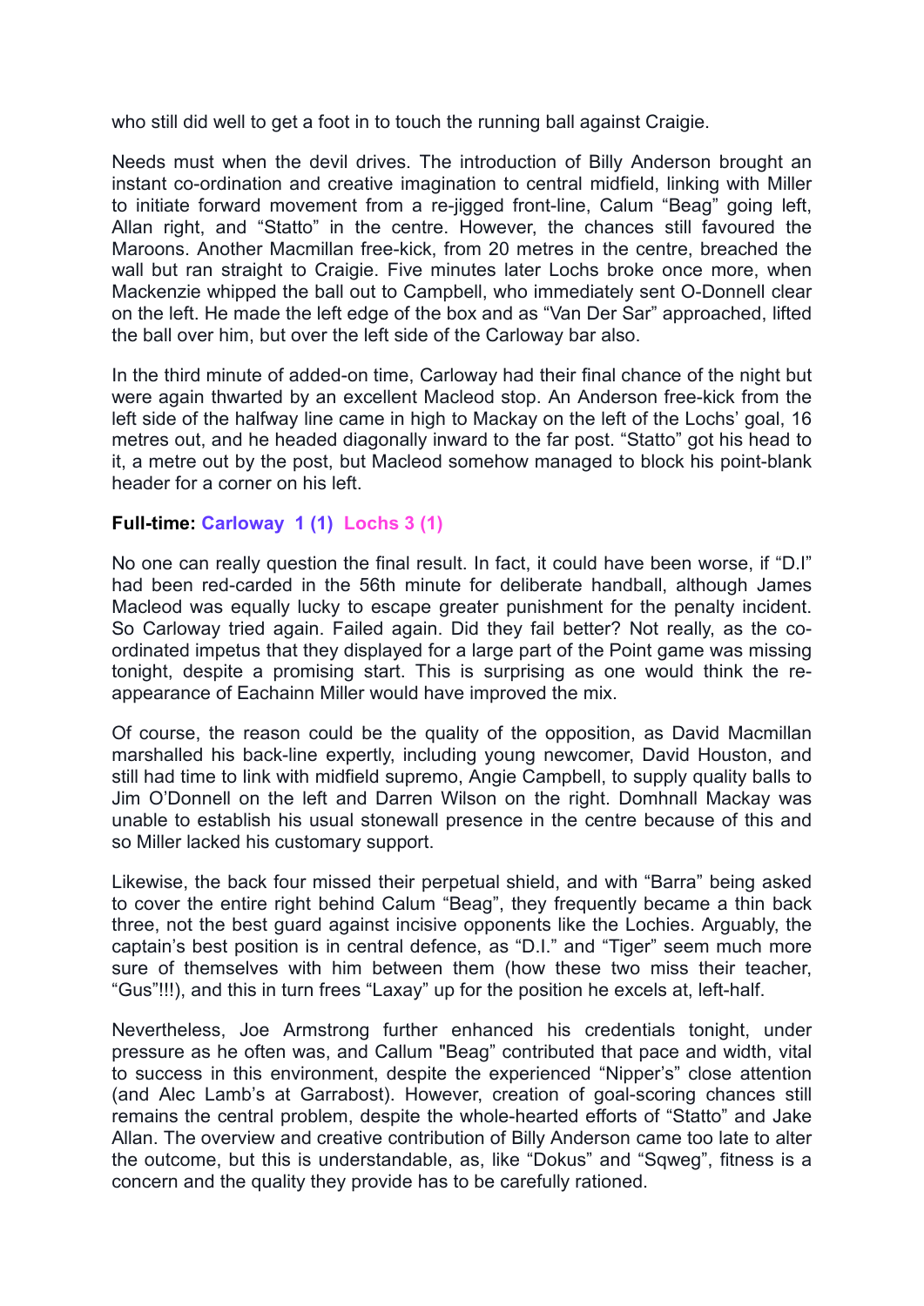who still did well to get a foot in to touch the running ball against Craigie.

Needs must when the devil drives. The introduction of Billy Anderson brought an instant co-ordination and creative imagination to central midfield, linking with Miller to initiate forward movement from a re-jigged front-line, Calum "Beag" going left, Allan right, and "Statto" in the centre. However, the chances still favoured the Maroons. Another Macmillan free-kick, from 20 metres in the centre, breached the wall but ran straight to Craigie. Five minutes later Lochs broke once more, when Mackenzie whipped the ball out to Campbell, who immediately sent O-Donnell clear on the left. He made the left edge of the box and as "Van Der Sar" approached, lifted the ball over him, but over the left side of the Carloway bar also.

In the third minute of added-on time, Carloway had their final chance of the night but were again thwarted by an excellent Macleod stop. An Anderson free-kick from the left side of the halfway line came in high to Mackay on the left of the Lochs' goal, 16 metres out, and he headed diagonally inward to the far post. "Statto" got his head to it, a metre out by the post, but Macleod somehow managed to block his point-blank header for a corner on his left.

**Full-time: Carloway 1 (1) Lochs 3 (1)**

No one can really question the final result. In fact, it could have been worse, if "D.I" had been red-carded in the 56th minute for deliberate handball, although James Macleod was equally lucky to escape greater punishment for the penalty incident. So Carloway tried again. Failed again. Did they fail better? Not really, as the co-ordinated impetus that they displayed for a large part of the Point game was missing tonight, despite a promising start. This is surprising as one would think the re-appearance of Eachainn Miller would have improved the mix.

Of course, the reason could be the quality of the opposition, as David Macmillan marshalled his back-line expertly, including young newcomer, David Houston, and still had time to link with midfield supremo, Angie Campbell, to supply quality balls to Jim O'Donnell on the left and Darren Wilson on the right. Domhnall Mackay was unable to establish his usual stonewall presence in the centre because of this and so Miller lacked his customary support.

Likewise, the back four missed their perpetual shield, and with "Barra" being asked to cover the entire right behind Calum "Beag", they frequently became a thin back three, not the best guard against incisive opponents like the Lochies. Arguably, the captain's best position is in central defence, as "D.I." and "Tiger" seem much more sure of themselves with him between them (how these two miss their teacher, "Gus"!!!), and this in turn frees "Laxay" up for the position he excels at, left-half.

Nevertheless, Joe Armstrong further enhanced his credentials tonight, under pressure as he often was, and Callum "Beag" contributed that pace and width, vital to success in this environment, despite the experienced "Nipper's" close attention (and Alec Lamb's at Garrabost). However, creation of goal-scoring chances still remains the central problem, despite the whole-hearted efforts of "Statto" and Jake Allan. The overview and creative contribution of Billy Anderson came too late to alter the outcome, but this is understandable, as, like "Dokus" and "Sqweg", fitness is a concern and the quality they provide has to be carefully rationed.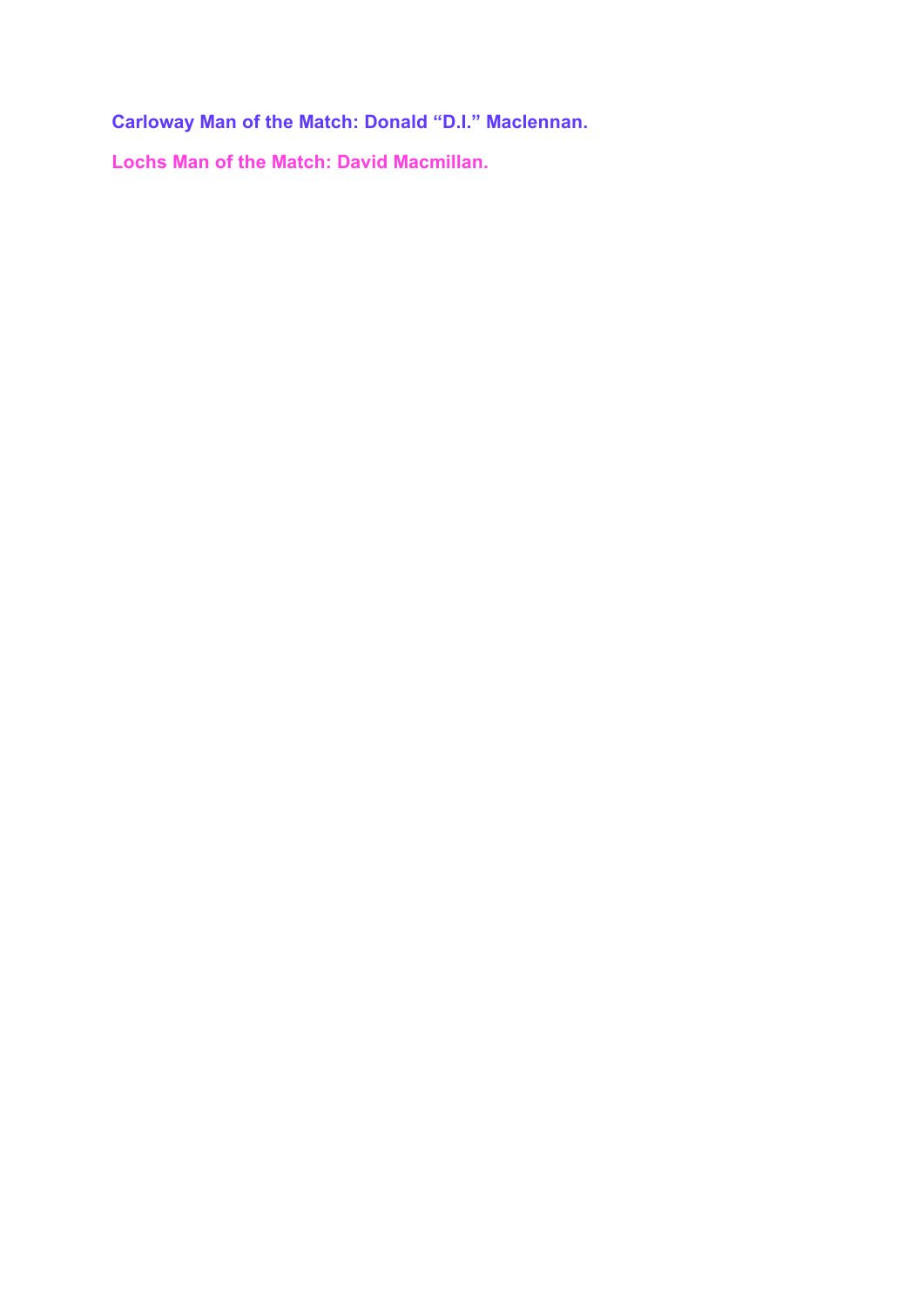**Carloway Man of the Match: Donald “D.I.” Maclennan.**

**Lochs Man of the Match: David Macmillan.**